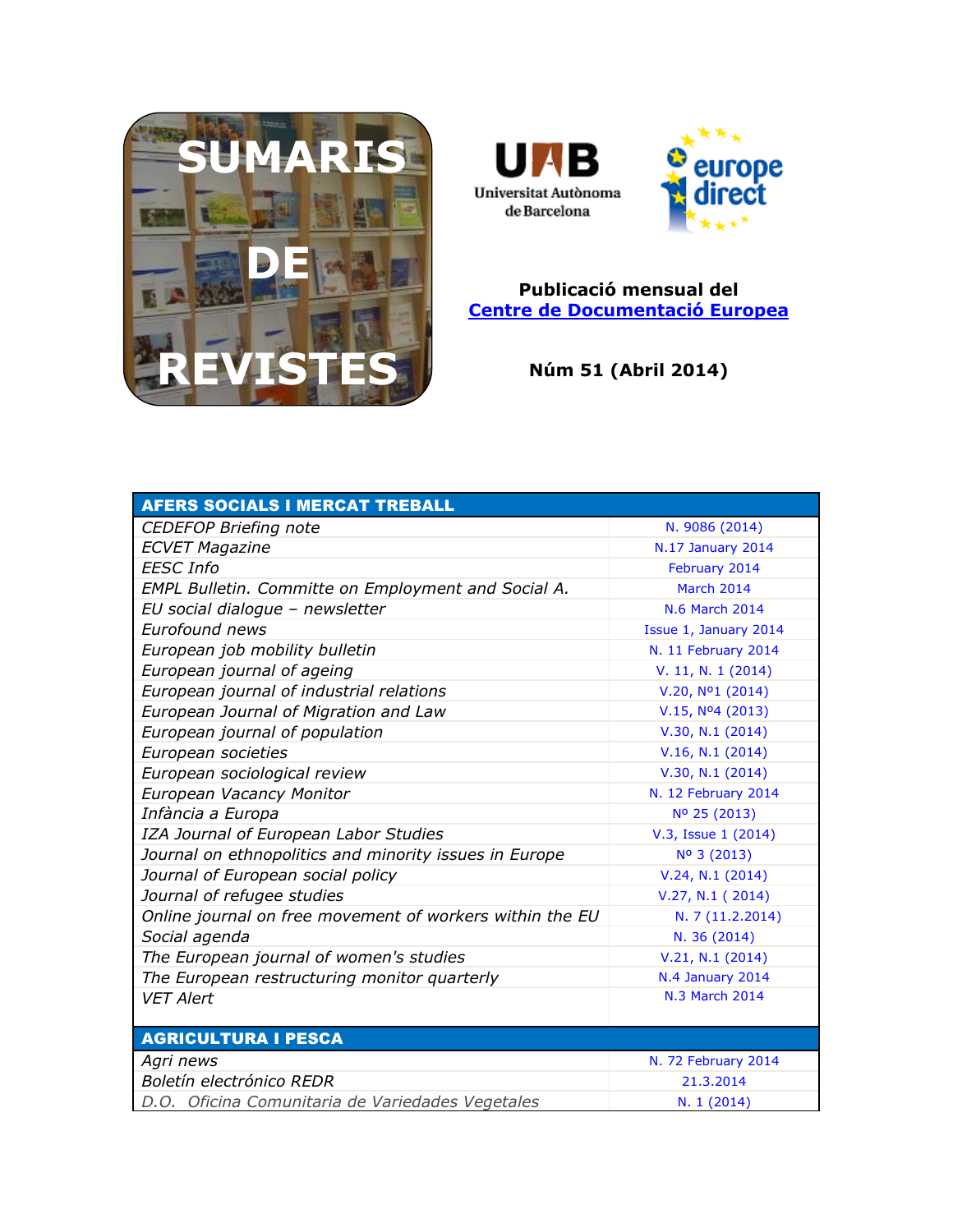# SUMARIS DE REVISTES

Universitat Autònoma de Barcelona

europe direct

**Publicació mensual del**
**Centre de Documentació Europea**

**Núm 51 (Abril 2014)**

| AFERS SOCIALS I MERCAT TREBALL | |
|---|---|
| *CEDEFOP Briefing note* | N. 9086 (2014) |
| *ECVET Magazine* | N.17 January 2014 |
| *EESC Info* | February 2014 |
| *EMPL Bulletin. Committe on Employment and Social A.* | March 2014 |
| *EU social dialogue – newsletter* | N.6 March 2014 |
| *Eurofound news* | Issue 1, January 2014 |
| *European job mobility bulletin* | N. 11 February 2014 |
| *European journal of ageing* | V. 11, N. 1 (2014) |
| *European journal of industrial relations* | V.20, Nº1 (2014) |
| *European Journal of Migration and Law* | V.15, Nº4 (2013) |
| *European journal of population* | V.30, N.1 (2014) |
| *European societies* | V.16, N.1 (2014) |
| *European sociological review* | V.30, N.1 (2014) |
| *European Vacancy Monitor* | N. 12 February 2014 |
| *Infància a Europa* | Nº 25 (2013) |
| *IZA Journal of European Labor Studies* | V.3, Issue 1 (2014) |
| *Journal on ethnopolitics and minority issues in Europe* | Nº 3 (2013) |
| *Journal of European social policy* | V.24, N.1 (2014) |
| *Journal of refugee studies* | V.27, N.1 ( 2014) |
| *Online journal on free movement of workers within the EU* | N. 7 (11.2.2014) |
| *Social agenda* | N. 36 (2014) |
| *The European journal of women's studies* | V.21, N.1 (2014) |
| *The European restructuring monitor quarterly* | N.4 January 2014 |
| *VET Alert* | N.3 March 2014 |

| AGRICULTURA I PESCA | |
|---|---|
| *Agri news* | N. 72 February 2014 |
| *Boletín electrónico REDR* | 21.3.2014 |
| *D.O. Oficina Comunitaria de Variedades Vegetales* | N. 1 (2014) |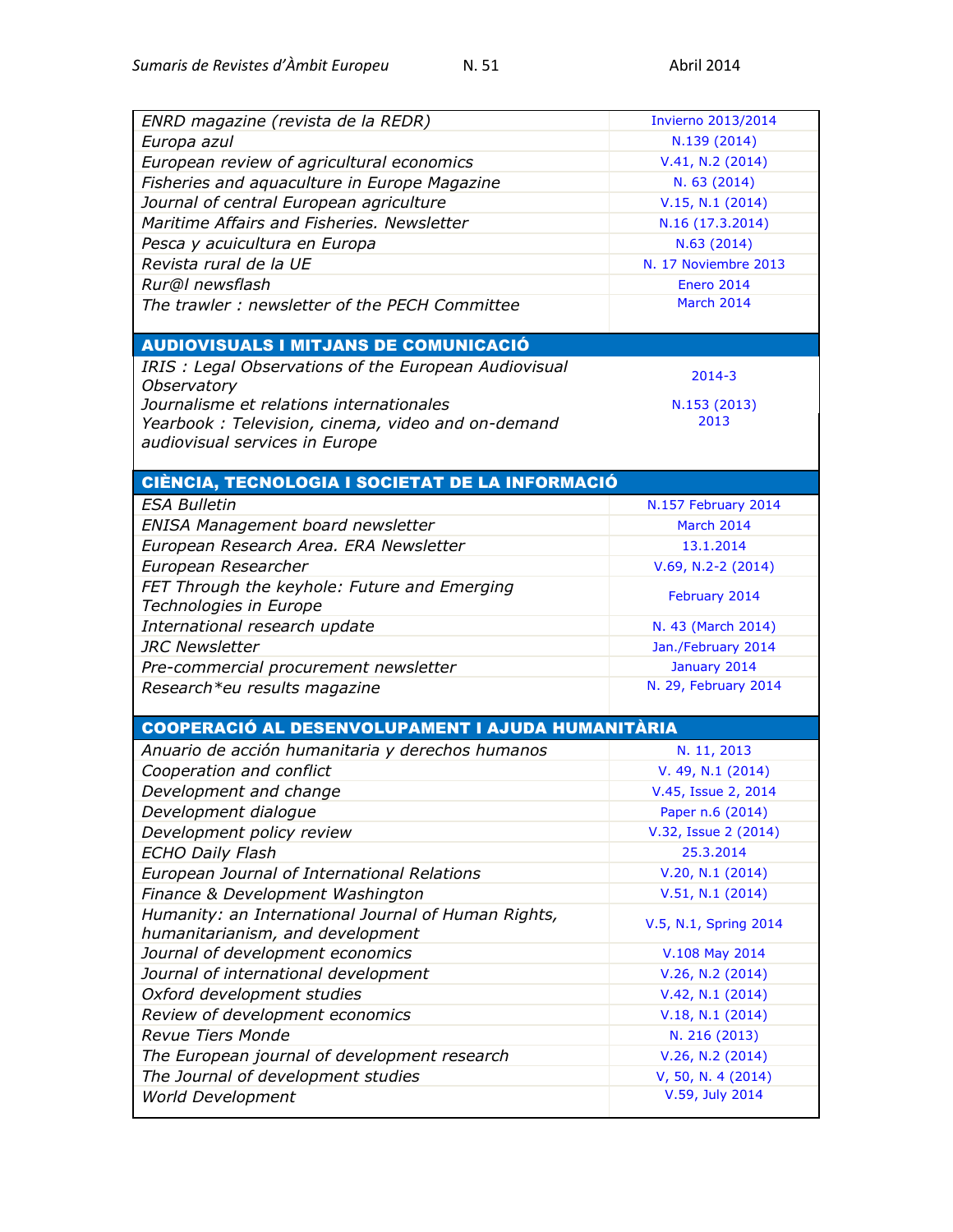| | |
|---|---|
| *ENRD magazine (revista de la REDR)* | Invierno 2013/2014 |
| *Europa azul* | N.139 (2014) |
| *European review of agricultural economics* | V.41, N.2 (2014) |
| *Fisheries and aquaculture in Europe Magazine* | N. 63 (2014) |
| *Journal of central European agriculture* | V.15, N.1 (2014) |
| *Maritime Affairs and Fisheries. Newsletter* | N.16 (17.3.2014) |
| *Pesca y acuicultura en Europa* | N.63 (2014) |
| *Revista rural de la UE* | N. 17 Noviembre 2013 |
| *Rur@l newsflash* | Enero 2014 |
| *The trawler : newsletter of the PECH Committee* | March 2014 |

## AUDIOVISUALS I MITJANS DE COMUNICACIÓ

| | |
|---|---|
| *IRIS : Legal Observations of the European Audiovisual Observatory* | 2014-3 |
| *Journalisme et relations internationales* | N.153 (2013) |
| *Yearbook : Television, cinema, video and on-demand audiovisual services in Europe* | 2013 |

## CIÈNCIA, TECNOLOGIA I SOCIETAT DE LA INFORMACIÓ

| | |
|---|---|
| *ESA Bulletin* | N.157 February 2014 |
| *ENISA Management board newsletter* | March 2014 |
| *European Research Area. ERA Newsletter* | 13.1.2014 |
| *European Researcher* | V.69, N.2-2 (2014) |
| *FET Through the keyhole: Future and Emerging Technologies in Europe* | February 2014 |
| *International research update* | N. 43 (March 2014) |
| *JRC Newsletter* | Jan./February 2014 |
| *Pre-commercial procurement newsletter* | January 2014 |
| *Research*eu results magazine* | N. 29, February 2014 |

## COOPERACIÓ AL DESENVOLUPAMENT I AJUDA HUMANITÀRIA

| | |
|---|---|
| *Anuario de acción humanitaria y derechos humanos* | N. 11, 2013 |
| *Cooperation and conflict* | V. 49, N.1 (2014) |
| *Development and change* | V.45, Issue 2, 2014 |
| *Development dialogue* | Paper n.6 (2014) |
| *Development policy review* | V.32, Issue 2 (2014) |
| *ECHO Daily Flash* | 25.3.2014 |
| *European Journal of International Relations* | V.20, N.1 (2014) |
| *Finance & Development Washington* | V.51, N.1 (2014) |
| *Humanity: an International Journal of Human Rights, humanitarianism, and development* | V.5, N.1, Spring 2014 |
| *Journal of development economics* | V.108 May 2014 |
| *Journal of international development* | V.26, N.2 (2014) |
| *Oxford development studies* | V.42, N.1 (2014) |
| *Review of development economics* | V.18, N.1 (2014) |
| *Revue Tiers Monde* | N. 216 (2013) |
| *The European journal of development research* | V.26, N.2 (2014) |
| *The Journal of development studies* | V, 50, N. 4 (2014) |
| *World Development* | V.59, July 2014 |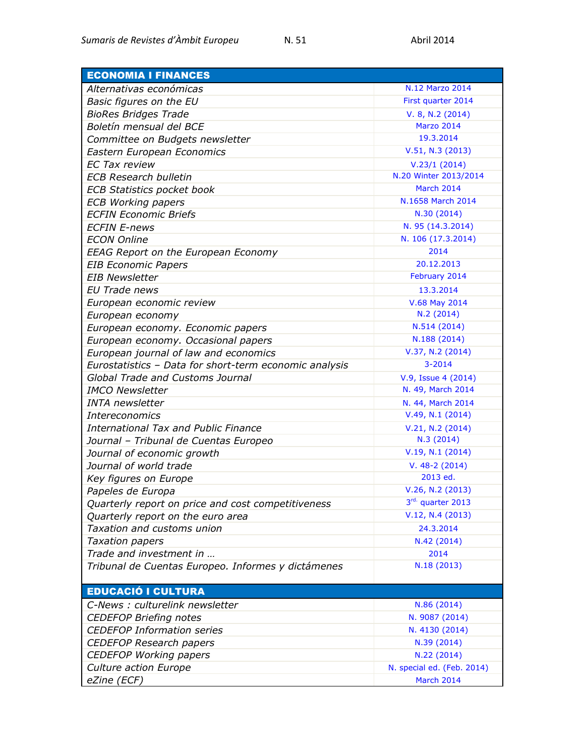| ECONOMIA I FINANCES | |
|---|---|
| *Alternativas económicas* | N.12 Marzo 2014 |
| *Basic figures on the EU* | First quarter 2014 |
| *BioRes Bridges Trade* | V. 8, N.2 (2014) |
| *Boletín mensual del BCE* | Marzo 2014 |
| *Committee on Budgets newsletter* | 19.3.2014 |
| *Eastern European Economics* | V.51, N.3 (2013) |
| *EC Tax review* | V.23/1 (2014) |
| *ECB Research bulletin* | N.20 Winter 2013/2014 |
| *ECB Statistics pocket book* | March 2014 |
| *ECB Working papers* | N.1658 March 2014 |
| *ECFIN Economic Briefs* | N.30 (2014) |
| *ECFIN E-news* | N. 95 (14.3.2014) |
| *ECON Online* | N. 106 (17.3.2014) |
| *EEAG Report on the European Economy* | 2014 |
| *EIB Economic Papers* | 20.12.2013 |
| *EIB Newsletter* | February 2014 |
| *EU Trade news* | 13.3.2014 |
| *European economic review* | V.68 May 2014 |
| *European economy* | N.2 (2014) |
| *European economy. Economic papers* | N.514 (2014) |
| *European economy. Occasional papers* | N.188 (2014) |
| *European journal of law and economics* | V.37, N.2 (2014) |
| *Eurostatistics – Data for short-term economic analysis* | 3-2014 |
| *Global Trade and Customs Journal* | V.9, Issue 4 (2014) |
| *IMCO Newsletter* | N. 49, March 2014 |
| *INTA newsletter* | N. 44, March 2014 |
| *Intereconomics* | V.49, N.1 (2014) |
| *International Tax and Public Finance* | V.21, N.2 (2014) |
| *Journal – Tribunal de Cuentas Europeo* | N.3 (2014) |
| *Journal of economic growth* | V.19, N.1 (2014) |
| *Journal of world trade* | V. 48-2 (2014) |
| *Key figures on Europe* | 2013 ed. |
| *Papeles de Europa* | V.26, N.2 (2013) |
| *Quarterly report on price and cost competitiveness* | 3rd. quarter 2013 |
| *Quarterly report on the euro area* | V.12, N.4 (2013) |
| *Taxation and customs union* | 24.3.2014 |
| *Taxation papers* | N.42 (2014) |
| *Trade and investment in …* | 2014 |
| *Tribunal de Cuentas Europeo. Informes y dictámenes* | N.18 (2013) |

| EDUCACIÓ I CULTURA | |
|---|---|
| *C-News : culturelink newsletter* | N.86 (2014) |
| *CEDEFOP Briefing notes* | N. 9087 (2014) |
| *CEDEFOP Information series* | N. 4130 (2014) |
| *CEDEFOP Research papers* | N.39 (2014) |
| *CEDEFOP Working papers* | N.22 (2014) |
| *Culture action Europe* | N. special ed. (Feb. 2014) |
| *eZine (ECF)* | March 2014 |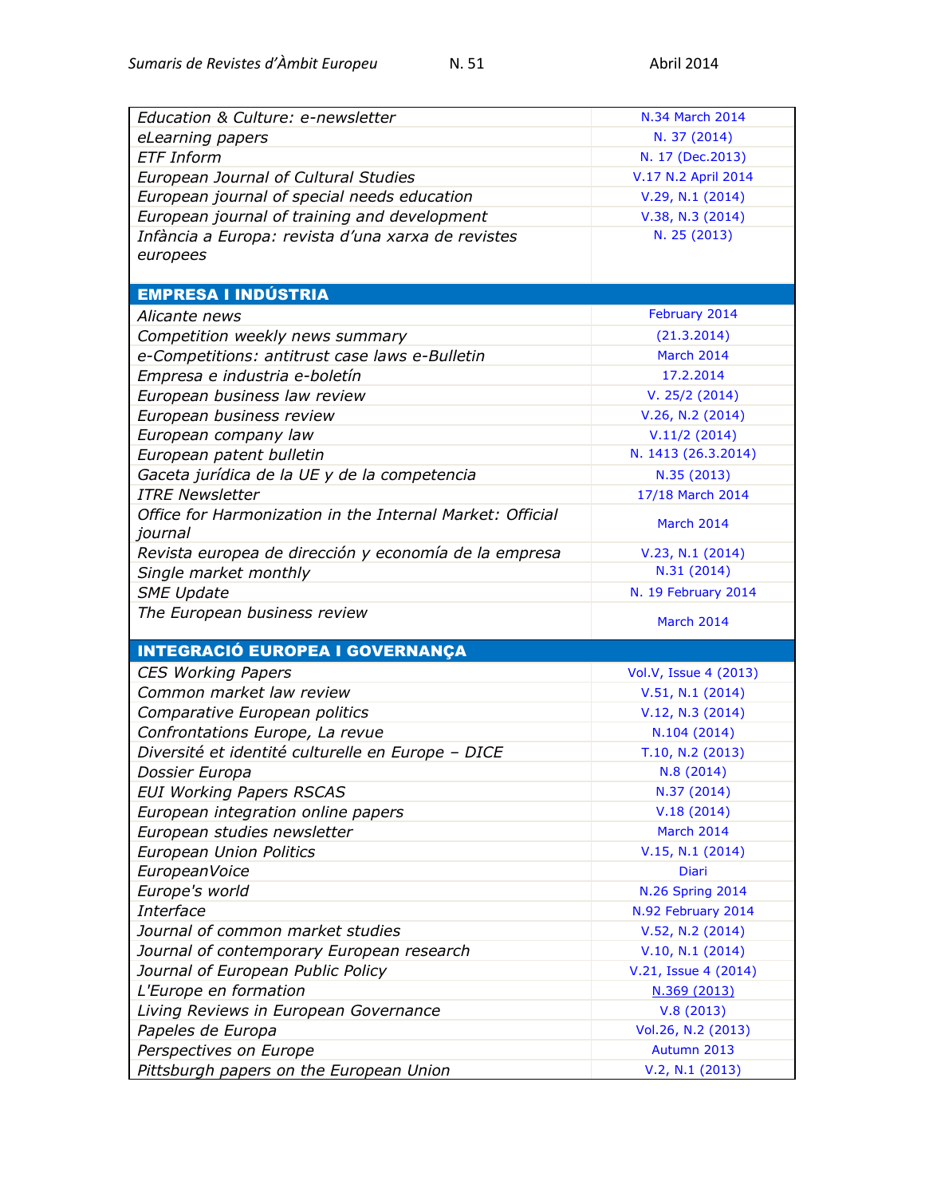| | |
|---|---|
| *Education & Culture: e-newsletter* | N.34 March 2014 |
| *eLearning papers* | N. 37 (2014) |
| *ETF Inform* | N. 17 (Dec.2013) |
| *European Journal of Cultural Studies* | V.17 N.2 April 2014 |
| *European journal of special needs education* | V.29, N.1 (2014) |
| *European journal of training and development* | V.38, N.3 (2014) |
| *Infància a Europa: revista d'una xarxa de revistes europees* | N. 25 (2013) |
| **EMPRESA I INDÚSTRIA** | |
| *Alicante news* | February 2014 |
| *Competition weekly news summary* | (21.3.2014) |
| *e-Competitions: antitrust case laws e-Bulletin* | March 2014 |
| *Empresa e industria e-boletín* | 17.2.2014 |
| *European business law review* | V. 25/2 (2014) |
| *European business review* | V.26, N.2 (2014) |
| *European company law* | V.11/2 (2014) |
| *European patent bulletin* | N. 1413 (26.3.2014) |
| *Gaceta jurídica de la UE y de la competencia* | N.35 (2013) |
| *ITRE Newsletter* | 17/18 March 2014 |
| *Office for Harmonization in the Internal Market: Official journal* | March 2014 |
| *Revista europea de dirección y economía de la empresa* | V.23, N.1 (2014) |
| *Single market monthly* | N.31 (2014) |
| *SME Update* | N. 19 February 2014 |
| *The European business review* | March 2014 |
| **INTEGRACIÓ EUROPEA I GOVERNANÇA** | |
| *CES Working Papers* | Vol.V, Issue 4 (2013) |
| *Common market law review* | V.51, N.1 (2014) |
| *Comparative European politics* | V.12, N.3 (2014) |
| *Confrontations Europe, La revue* | N.104 (2014) |
| *Diversité et identité culturelle en Europe – DICE* | T.10, N.2 (2013) |
| *Dossier Europa* | N.8 (2014) |
| *EUI Working Papers RSCAS* | N.37 (2014) |
| *European integration online papers* | V.18 (2014) |
| *European studies newsletter* | March 2014 |
| *European Union Politics* | V.15, N.1 (2014) |
| *EuropeanVoice* | Diari |
| *Europe's world* | N.26 Spring 2014 |
| *Interface* | N.92 February 2014 |
| *Journal of common market studies* | V.52, N.2 (2014) |
| *Journal of contemporary European research* | V.10, N.1 (2014) |
| *Journal of European Public Policy* | V.21, Issue 4 (2014) |
| *L'Europe en formation* | N.369 (2013) |
| *Living Reviews in European Governance* | V.8 (2013) |
| *Papeles de Europa* | Vol.26, N.2 (2013) |
| *Perspectives on Europe* | Autumn 2013 |
| *Pittsburgh papers on the European Union* | V.2, N.1 (2013) |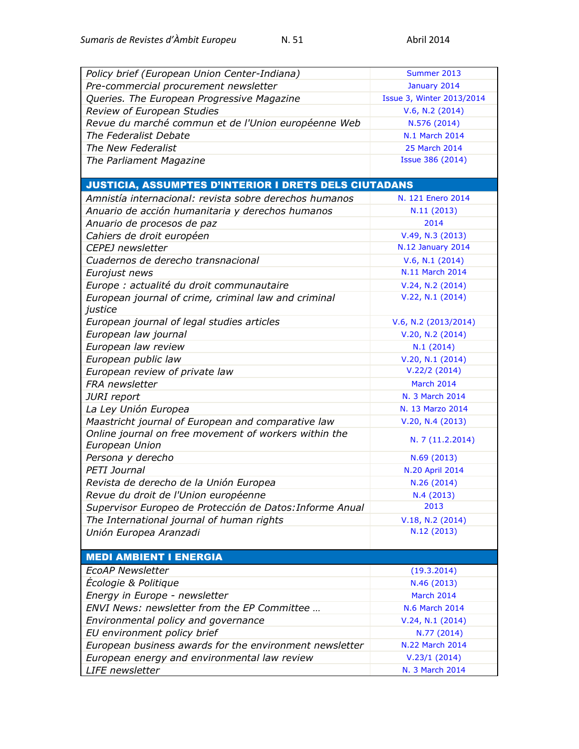| | |
|---|---|
| *Policy brief (European Union Center-Indiana)* | Summer 2013 |
| *Pre-commercial procurement newsletter* | January 2014 |
| *Queries. The European Progressive Magazine* | Issue 3, Winter 2013/2014 |
| *Review of European Studies* | V.6, N.2 (2014) |
| *Revue du marché commun et de l'Union européenne Web* | N.576 (2014) |
| *The Federalist Debate* | N.1 March 2014 |
| *The New Federalist* | 25 March 2014 |
| *The Parliament Magazine* | Issue 386 (2014) |
| **JUSTICIA, ASSUMPTES D'INTERIOR I DRETS DELS CIUTADANS** | |
| *Amnistía internacional: revista sobre derechos humanos* | N. 121 Enero 2014 |
| *Anuario de acción humanitaria y derechos humanos* | N.11 (2013) |
| *Anuario de procesos de paz* | 2014 |
| *Cahiers de droit européen* | V.49, N.3 (2013) |
| *CEPEJ newsletter* | N.12 January 2014 |
| *Cuadernos de derecho transnacional* | V.6, N.1 (2014) |
| *Eurojust news* | N.11 March 2014 |
| *Europe : actualité du droit communautaire* | V.24, N.2 (2014) |
| *European journal of crime, criminal law and criminal justice* | V.22, N.1 (2014) |
| *European journal of legal studies articles* | V.6, N.2 (2013/2014) |
| *European law journal* | V.20, N.2 (2014) |
| *European law review* | N.1 (2014) |
| *European public law* | V.20, N.1 (2014) |
| *European review of private law* | V.22/2 (2014) |
| *FRA newsletter* | March 2014 |
| *JURI report* | N. 3 March 2014 |
| *La Ley Unión Europea* | N. 13 Marzo 2014 |
| *Maastricht journal of European and comparative law* | V.20, N.4 (2013) |
| *Online journal on free movement of workers within the European Union* | N. 7 (11.2.2014) |
| *Persona y derecho* | N.69 (2013) |
| *PETI Journal* | N.20 April 2014 |
| *Revista de derecho de la Unión Europea* | N.26 (2014) |
| *Revue du droit de l'Union européenne* | N.4 (2013) |
| *Supervisor Europeo de Protección de Datos:Informe Anual* | 2013 |
| *The International journal of human rights* | V.18, N.2 (2014) |
| *Unión Europea Aranzadi* | N.12 (2013) |
| **MEDI AMBIENT I ENERGIA** | |
| *EcoAP Newsletter* | (19.3.2014) |
| *Écologie & Politique* | N.46 (2013) |
| *Energy in Europe - newsletter* | March 2014 |
| *ENVI News: newsletter from the EP Committee …* | N.6 March 2014 |
| *Environmental policy and governance* | V.24, N.1 (2014) |
| *EU environment policy brief* | N.77 (2014) |
| *European business awards for the environment newsletter* | N.22 March 2014 |
| *European energy and environmental law review* | V.23/1 (2014) |
| *LIFE newsletter* | N. 3 March 2014 |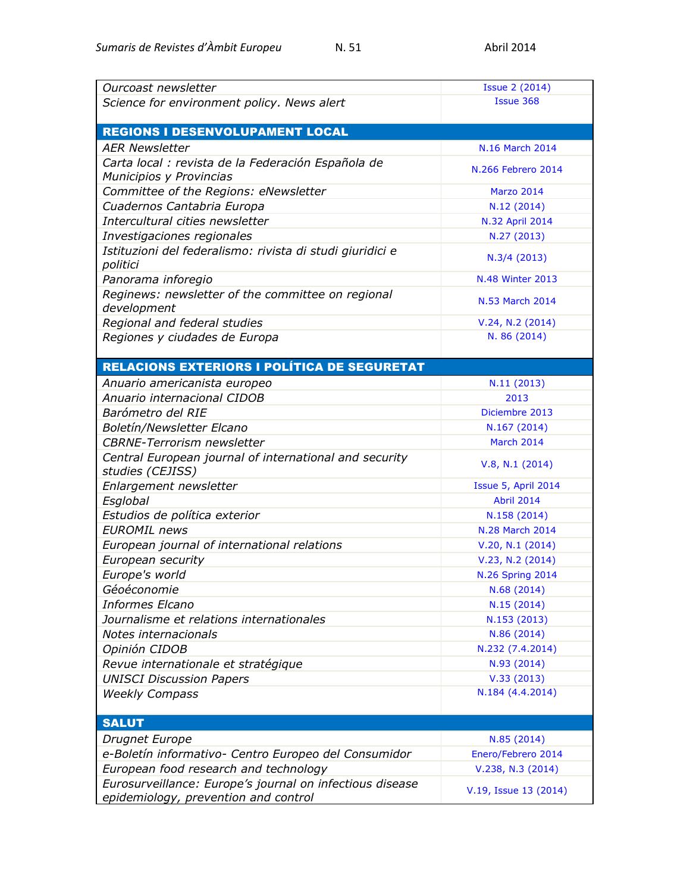| | |
|---|---|
| *Ourcoast newsletter* | Issue 2 (2014) |
| *Science for environment policy. News alert* | Issue 368 |
| **REGIONS I DESENVOLUPAMENT LOCAL** | |
| *AER Newsletter* | N.16 March 2014 |
| *Carta local : revista de la Federación Española de Municipios y Provincias* | N.266 Febrero 2014 |
| *Committee of the Regions: eNewsletter* | Marzo 2014 |
| *Cuadernos Cantabria Europa* | N.12 (2014) |
| *Intercultural cities newsletter* | N.32 April 2014 |
| *Investigaciones regionales* | N.27 (2013) |
| *Istituzioni del federalismo: rivista di studi giuridici e politici* | N.3/4 (2013) |
| *Panorama inforegio* | N.48 Winter 2013 |
| *Reginews: newsletter of the committee on regional development* | N.53 March 2014 |
| *Regional and federal studies* | V.24, N.2 (2014) |
| *Regiones y ciudades de Europa* | N. 86 (2014) |
| **RELACIONS EXTERIORS I POLÍTICA DE SEGURETAT** | |
| *Anuario americanista europeo* | N.11 (2013) |
| *Anuario internacional CIDOB* | 2013 |
| *Barómetro del RIE* | Diciembre 2013 |
| *Boletín/Newsletter Elcano* | N.167 (2014) |
| *CBRNE-Terrorism newsletter* | March 2014 |
| *Central European journal of international and security studies (CEJISS)* | V.8, N.1 (2014) |
| *Enlargement newsletter* | Issue 5, April 2014 |
| *Esglobal* | Abril 2014 |
| *Estudios de política exterior* | N.158 (2014) |
| *EUROMIL news* | N.28 March 2014 |
| *European journal of international relations* | V.20, N.1 (2014) |
| *European security* | V.23, N.2 (2014) |
| *Europe's world* | N.26 Spring 2014 |
| *Géoéconomie* | N.68 (2014) |
| *Informes Elcano* | N.15 (2014) |
| *Journalisme et relations internationales* | N.153 (2013) |
| *Notes internacionals* | N.86 (2014) |
| *Opinión CIDOB* | N.232 (7.4.2014) |
| *Revue internationale et stratégique* | N.93 (2014) |
| *UNISCI Discussion Papers* | V.33 (2013) |
| *Weekly Compass* | N.184 (4.4.2014) |
| **SALUT** | |
| *Drugnet Europe* | N.85 (2014) |
| *e-Boletín informativo- Centro Europeo del Consumidor* | Enero/Febrero 2014 |
| *European food research and technology* | V.238, N.3 (2014) |
| *Eurosurveillance: Europe's journal on infectious disease epidemiology, prevention and control* | V.19, Issue 13 (2014) |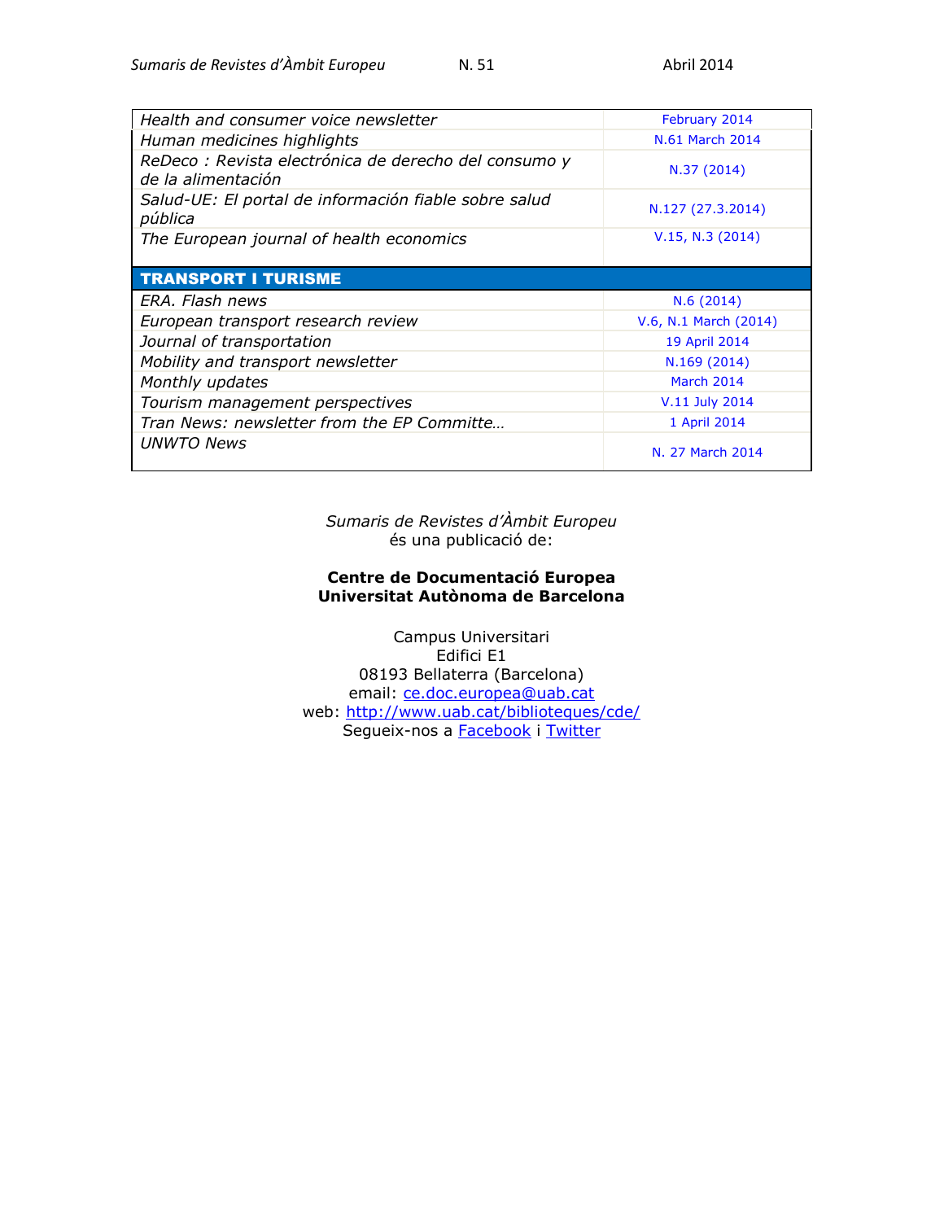| | |
|---|---|
| *Health and consumer voice newsletter* | February 2014 |
| *Human medicines highlights* | N.61 March 2014 |
| *ReDeco : Revista electrónica de derecho del consumo y de la alimentación* | N.37 (2014) |
| *Salud-UE: El portal de información fiable sobre salud pública* | N.127 (27.3.2014) |
| *The European journal of health economics* | V.15, N.3 (2014) |
| **TRANSPORT I TURISME** | |
| *ERA. Flash news* | N.6 (2014) |
| *European transport research review* | V.6, N.1 March (2014) |
| *Journal of transportation* | 19 April 2014 |
| *Mobility and transport newsletter* | N.169 (2014) |
| *Monthly updates* | March 2014 |
| *Tourism management perspectives* | V.11 July 2014 |
| *Tran News: newsletter from the EP Committe…* | 1 April 2014 |
| *UNWTO News* | N. 27 March 2014 |

*Sumaris de Revistes d'Àmbit Europeu*
és una publicació de:

**Centre de Documentació Europea**
**Universitat Autònoma de Barcelona**

Campus Universitari
Edifici E1
08193 Bellaterra (Barcelona)
email: ce.doc.europea@uab.cat
web: http://www.uab.cat/biblioteques/cde/
Segueix-nos a Facebook i Twitter